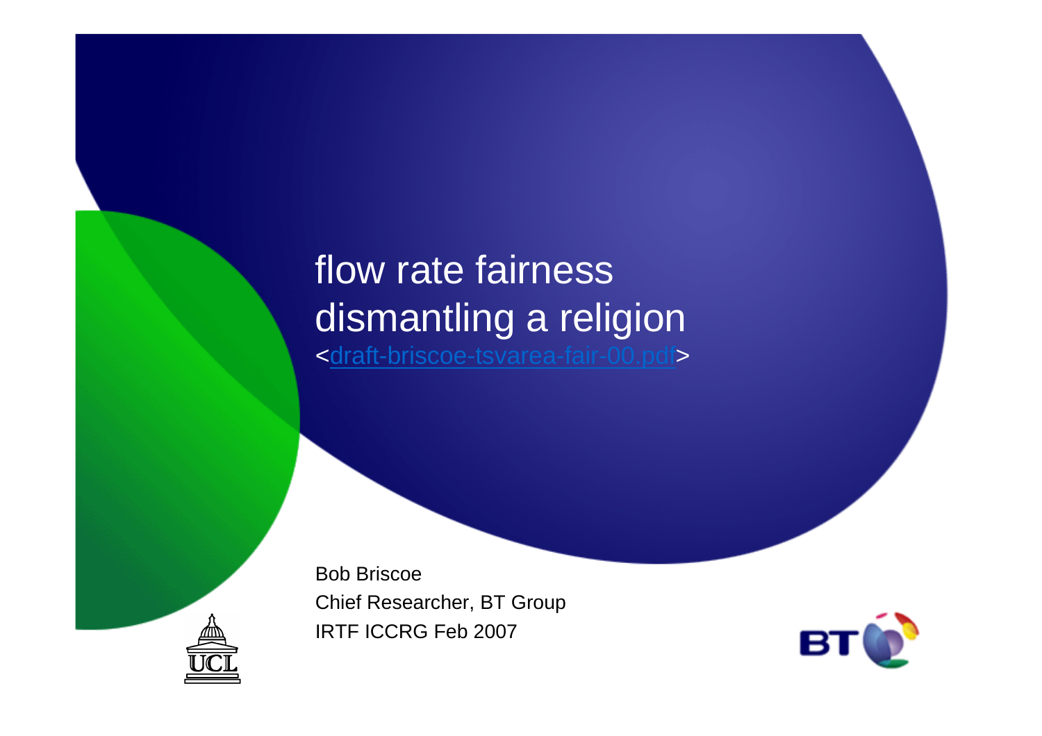# flow rate fairness
# dismantling a religion

<draft-briscoe-tsvarea-fair-00.pdf>

Bob Briscoe
Chief Researcher, BT Group
IRTF ICCRG Feb 2007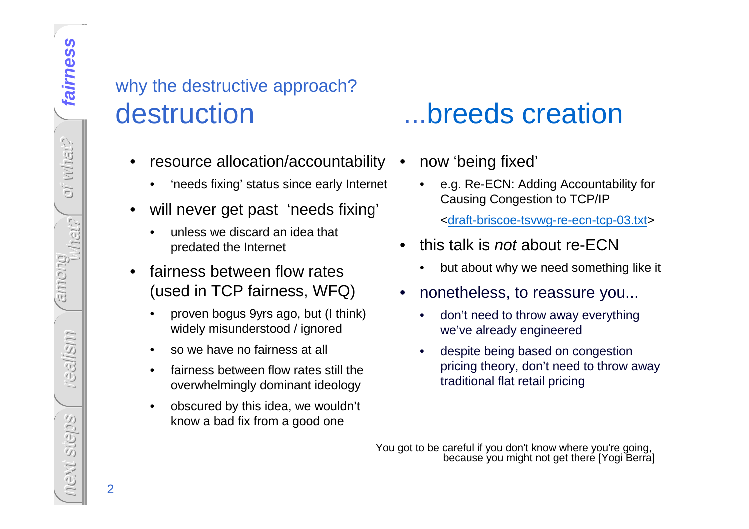why the destructive approach?

# destruction ...breeds creation

- resource allocation/accountability
  - 'needs fixing' status since early Internet
- will never get past 'needs fixing'
  - unless we discard an idea that predated the Internet
- fairness between flow rates (used in TCP fairness, WFQ)
  - proven bogus 9yrs ago, but (I think) widely misunderstood / ignored
  - so we have no fairness at all
  - fairness between flow rates still the overwhelmingly dominant ideology
  - obscured by this idea, we wouldn't know a bad fix from a good one

- now 'being fixed'
  - e.g. Re-ECN: Adding Accountability for Causing Congestion to TCP/IP
    <draft-briscoe-tsvwg-re-ecn-tcp-03.txt>
- this talk is *not* about re-ECN
  - but about why we need something like it
- nonetheless, to reassure you...
  - don't need to throw away everything we've already engineered
  - despite being based on congestion pricing theory, don't need to throw away traditional flat retail pricing

You got to be careful if you don't know where you're going, because you might not get there [Yogi Berra]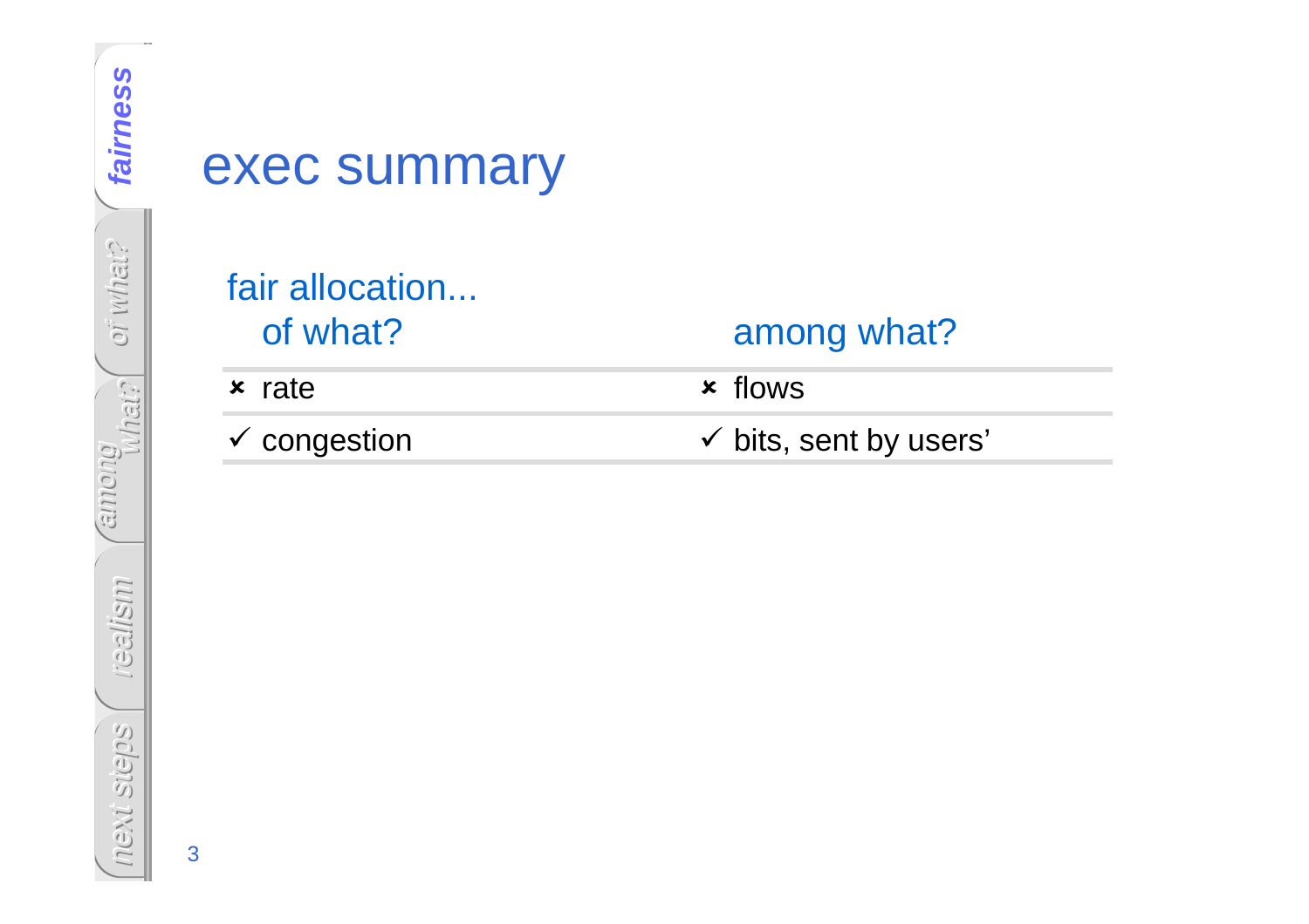# exec summary

fair allocation...

| of what? | among what? |
| --- | --- |
| ✗ rate | ✗ flows |
| ✓ congestion | ✓ bits, sent by users' |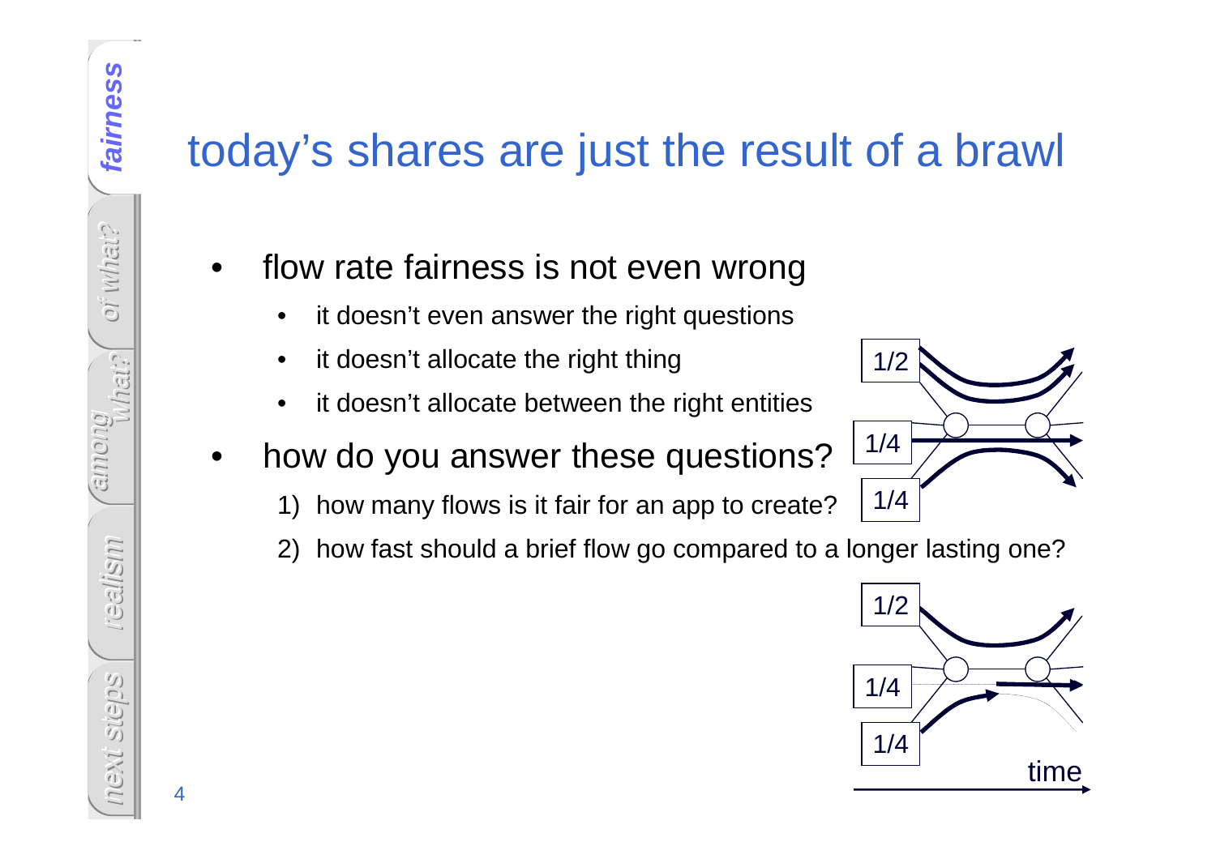# today's shares are just the result of a brawl

- flow rate fairness is not even wrong
  - it doesn't even answer the right questions
  - it doesn't allocate the right thing
  - it doesn't allocate between the right entities
- how do you answer these questions?
  1) how many flows is it fair for an app to create?
  2) how fast should a brief flow go compared to a longer lasting one?

1/2

1/4

1/4

1/2

1/4

1/4

time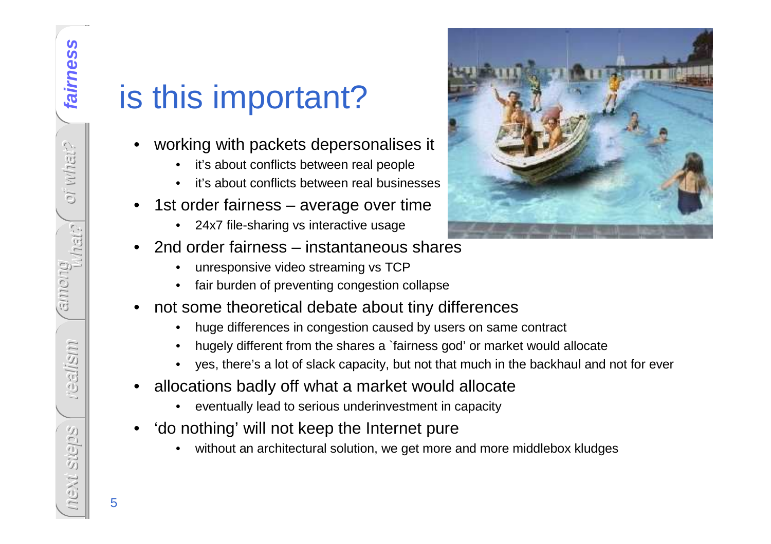# is this important?

- working with packets depersonalises it
  - it's about conflicts between real people
  - it's about conflicts between real businesses
- 1st order fairness – average over time
  - 24x7 file-sharing vs interactive usage
- 2nd order fairness – instantaneous shares
  - unresponsive video streaming vs TCP
  - fair burden of preventing congestion collapse
- not some theoretical debate about tiny differences
  - huge differences in congestion caused by users on same contract
  - hugely different from the shares a `fairness god' or market would allocate
  - yes, there's a lot of slack capacity, but not that much in the backhaul and not for ever
- allocations badly off what a market would allocate
  - eventually lead to serious underinvestment in capacity
- 'do nothing' will not keep the Internet pure
  - without an architectural solution, we get more and more middlebox kludges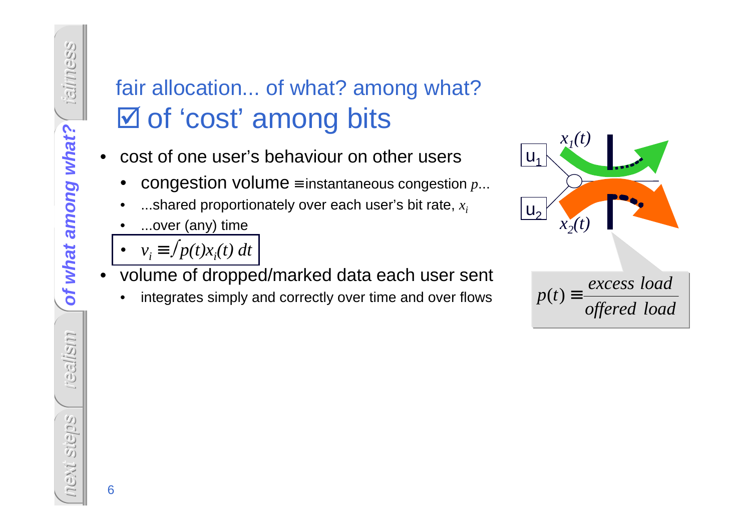# fair allocation... of what? among what?

## ☑ of 'cost' among bits

- cost of one user's behaviour on other users
  - congestion volume ≡ instantaneous congestion $p$...
  - ...shared proportionately over each user's bit rate, $x_i$
  - ...over (any) time
  - $v_i \equiv \int p(t)x_i(t)\,dt$
- volume of dropped/marked data each user sent
  - integrates simply and correctly over time and over flows

u1, u2, $x_1(t)$, $x_2(t)$

$$p(t) \equiv \frac{\textit{excess load}}{\textit{offered load}}$$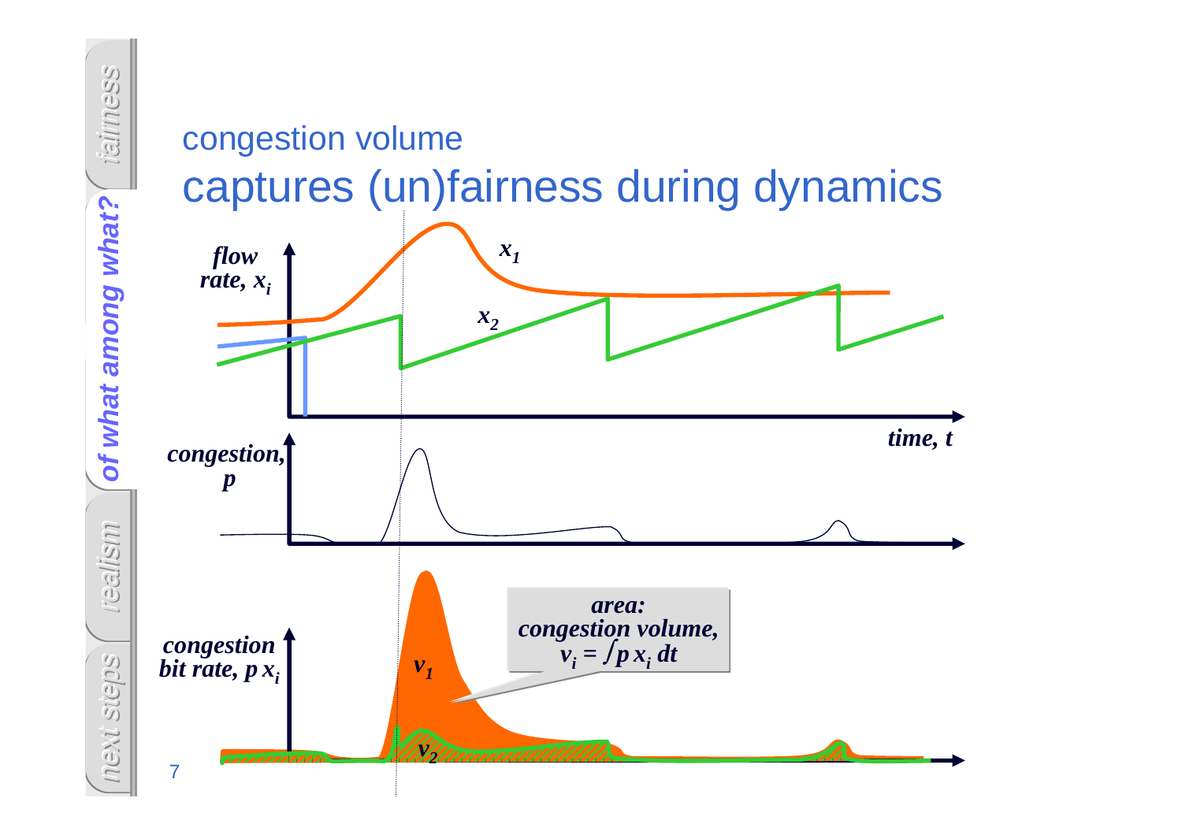# congestion volume
## captures (un)fairness during dynamics

flow rate, $x_i$

$x_1$

$x_2$

time, $t$

congestion, $p$

congestion bit rate, $p\,x_i$

$v_1$

$v_2$

area: congestion volume, $v_i = \int p\,x_i\,dt$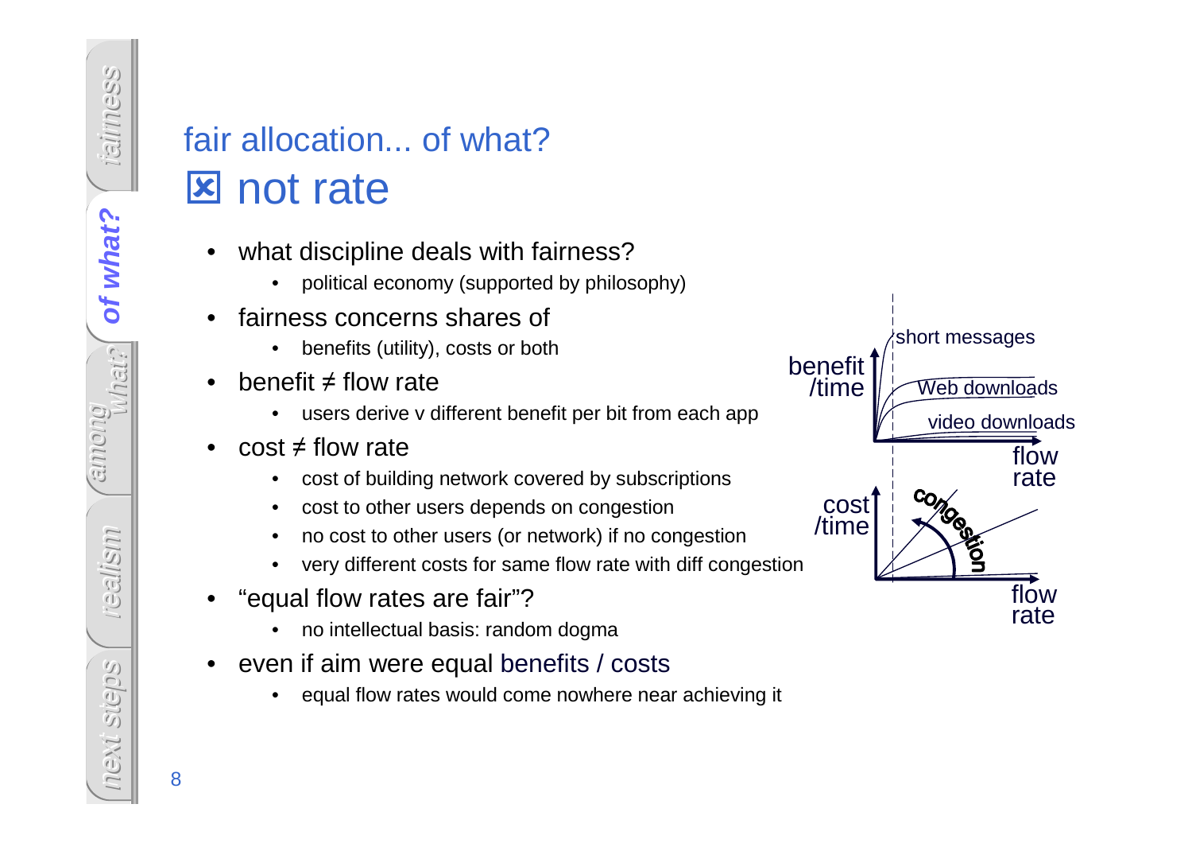# fair allocation... of what?

## ☒ not rate

- what discipline deals with fairness?
  - political economy (supported by philosophy)
- fairness concerns shares of
  - benefits (utility), costs or both
- benefit ≠ flow rate
  - users derive v different benefit per bit from each app
- cost ≠ flow rate
  - cost of building network covered by subscriptions
  - cost to other users depends on congestion
  - no cost to other users (or network) if no congestion
  - very different costs for same flow rate with diff congestion
- "equal flow rates are fair"?
  - no intellectual basis: random dogma
- even if aim were equal benefits / costs
  - equal flow rates would come nowhere near achieving it

benefit /time — short messages, Web downloads, video downloads — flow rate

cost /time — congestion — flow rate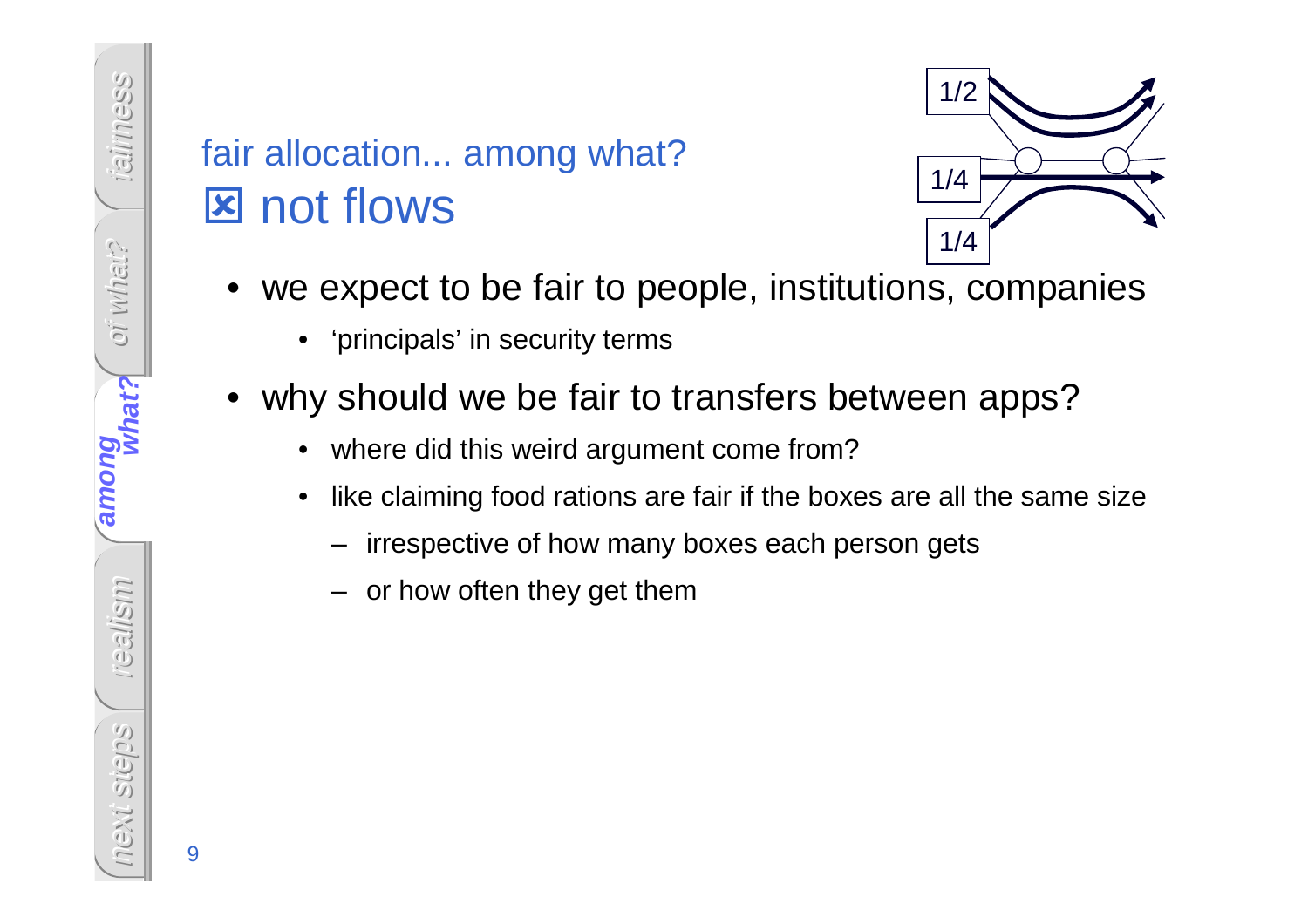# fair allocation... among what?

## ☒ not flows

1/2

1/4

1/4

- we expect to be fair to people, institutions, companies
  - 'principals' in security terms
- why should we be fair to transfers between apps?
  - where did this weird argument come from?
  - like claiming food rations are fair if the boxes are all the same size
    - irrespective of how many boxes each person gets
    - or how often they get them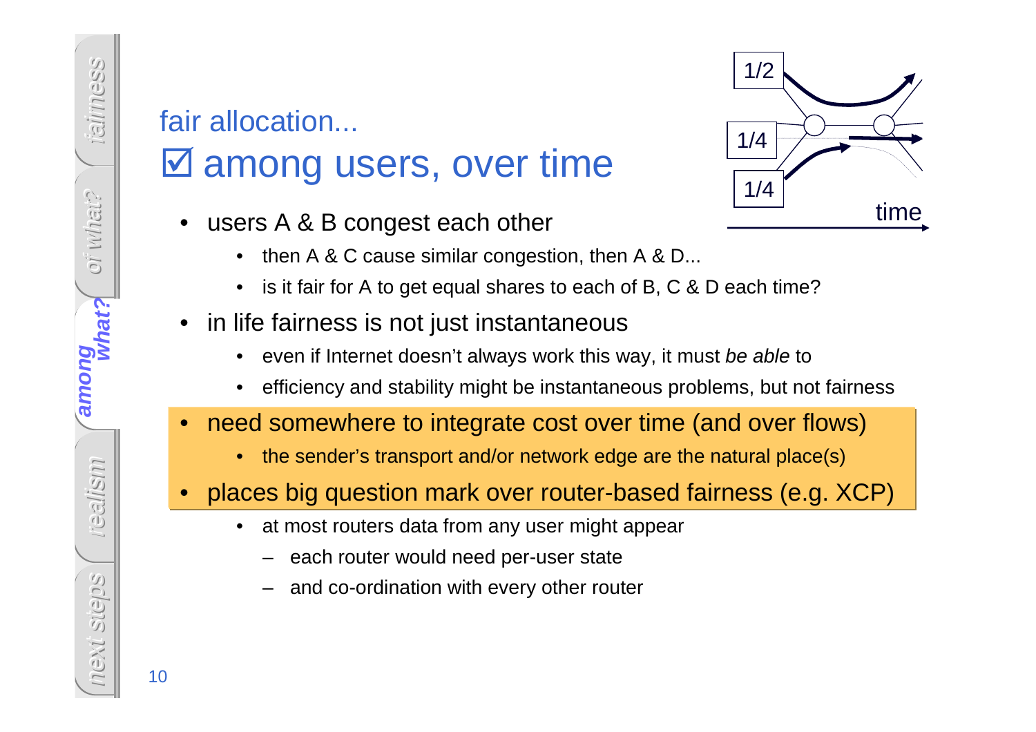## fair allocation...

# ☑ among users, over time

- users A & B congest each other
  - then A & C cause similar congestion, then A & D...
  - is it fair for A to get equal shares to each of B, C & D each time?
- in life fairness is not just instantaneous
  - even if Internet doesn't always work this way, it must *be able* to
  - efficiency and stability might be instantaneous problems, but not fairness
- need somewhere to integrate cost over time (and over flows)
  - the sender's transport and/or network edge are the natural place(s)
- places big question mark over router-based fairness (e.g. XCP)
  - at most routers data from any user might appear
    - each router would need per-user state
    - and co-ordination with every other router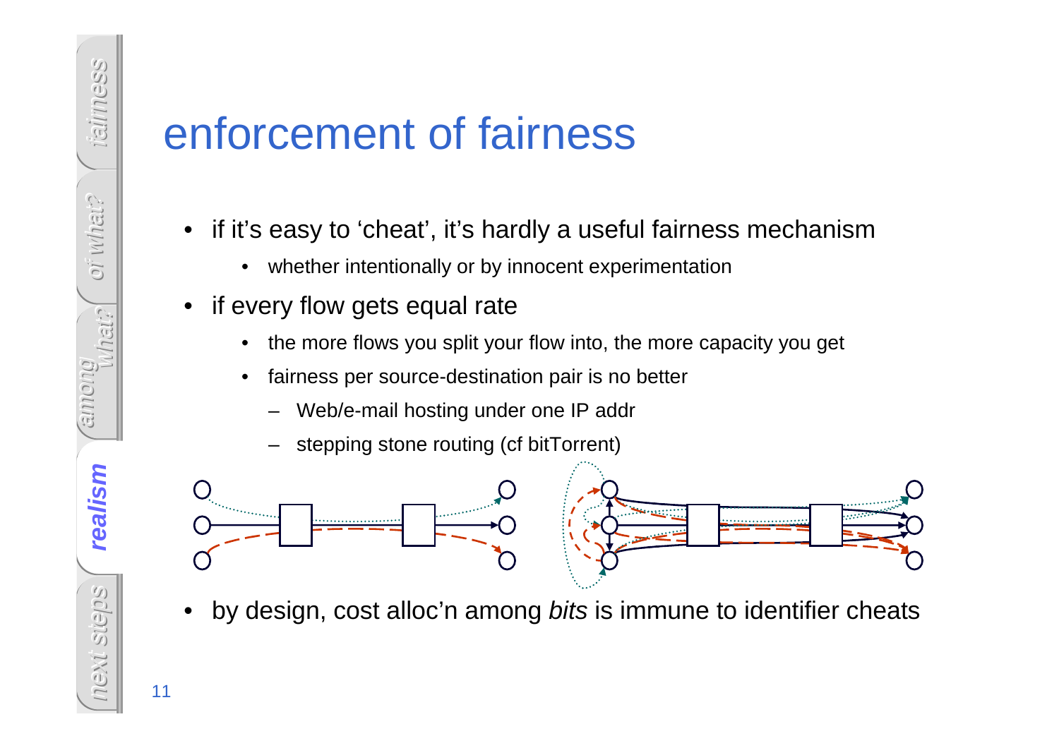# enforcement of fairness

- if it's easy to 'cheat', it's hardly a useful fairness mechanism
  - whether intentionally or by innocent experimentation
- if every flow gets equal rate
  - the more flows you split your flow into, the more capacity you get
  - fairness per source-destination pair is no better
    - Web/e-mail hosting under one IP addr
    - stepping stone routing (cf bitTorrent)
- by design, cost alloc'n among *bits* is immune to identifier cheats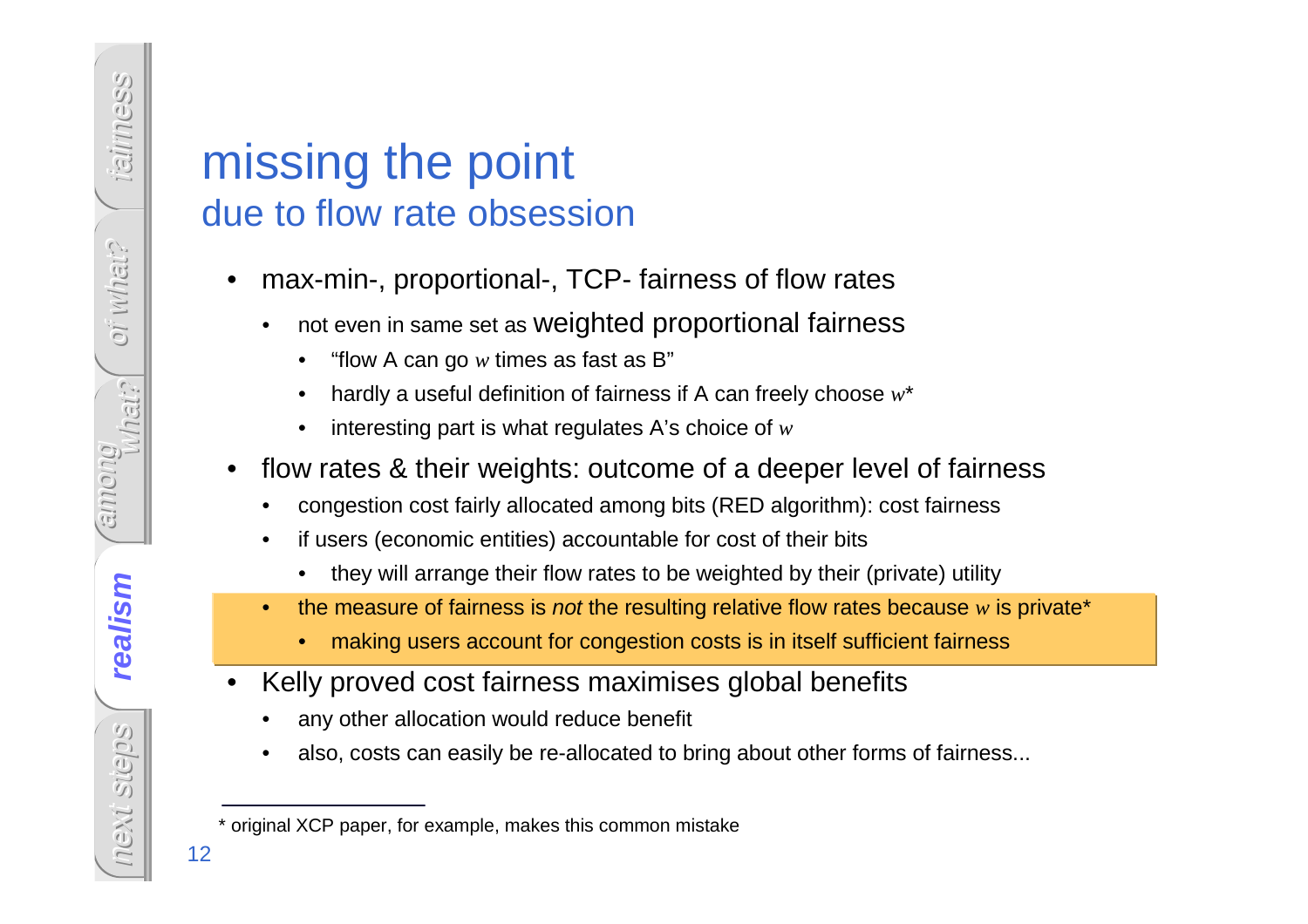# missing the point

## due to flow rate obsession

- max-min-, proportional-, TCP- fairness of flow rates
  - not even in same set as weighted proportional fairness
    - "flow A can go $w$ times as fast as B"
    - hardly a useful definition of fairness if A can freely choose $w$*
    - interesting part is what regulates A's choice of $w$
- flow rates & their weights: outcome of a deeper level of fairness
  - congestion cost fairly allocated among bits (RED algorithm): cost fairness
  - if users (economic entities) accountable for cost of their bits
    - they will arrange their flow rates to be weighted by their (private) utility
  - the measure of fairness is *not* the resulting relative flow rates because $w$ is private*
    - making users account for congestion costs is in itself sufficient fairness
- Kelly proved cost fairness maximises global benefits
  - any other allocation would reduce benefit
  - also, costs can easily be re-allocated to bring about other forms of fairness...

---

\* original XCP paper, for example, makes this common mistake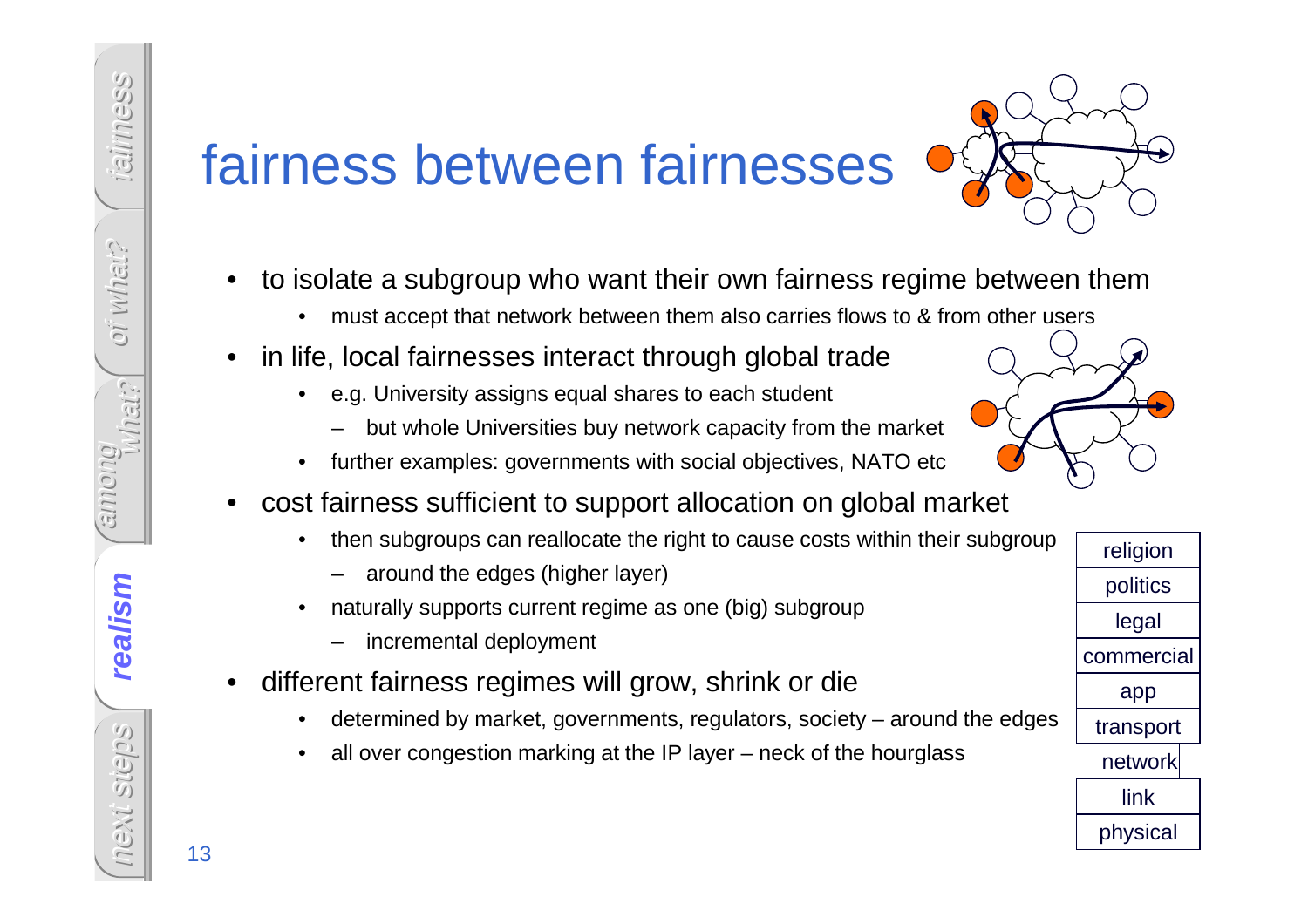# fairness between fairnesses

- to isolate a subgroup who want their own fairness regime between them
  - must accept that network between them also carries flows to & from other users
- in life, local fairnesses interact through global trade
  - e.g. University assigns equal shares to each student
    - but whole Universities buy network capacity from the market
  - further examples: governments with social objectives, NATO etc
- cost fairness sufficient to support allocation on global market
  - then subgroups can reallocate the right to cause costs within their subgroup
    - around the edges (higher layer)
  - naturally supports current regime as one (big) subgroup
    - incremental deployment
- different fairness regimes will grow, shrink or die
  - determined by market, governments, regulators, society – around the edges
  - all over congestion marking at the IP layer – neck of the hourglass

| religion |
|---|
| politics |
| legal |
| commercial |
| app |
| transport |
| network |
| link |
| physical |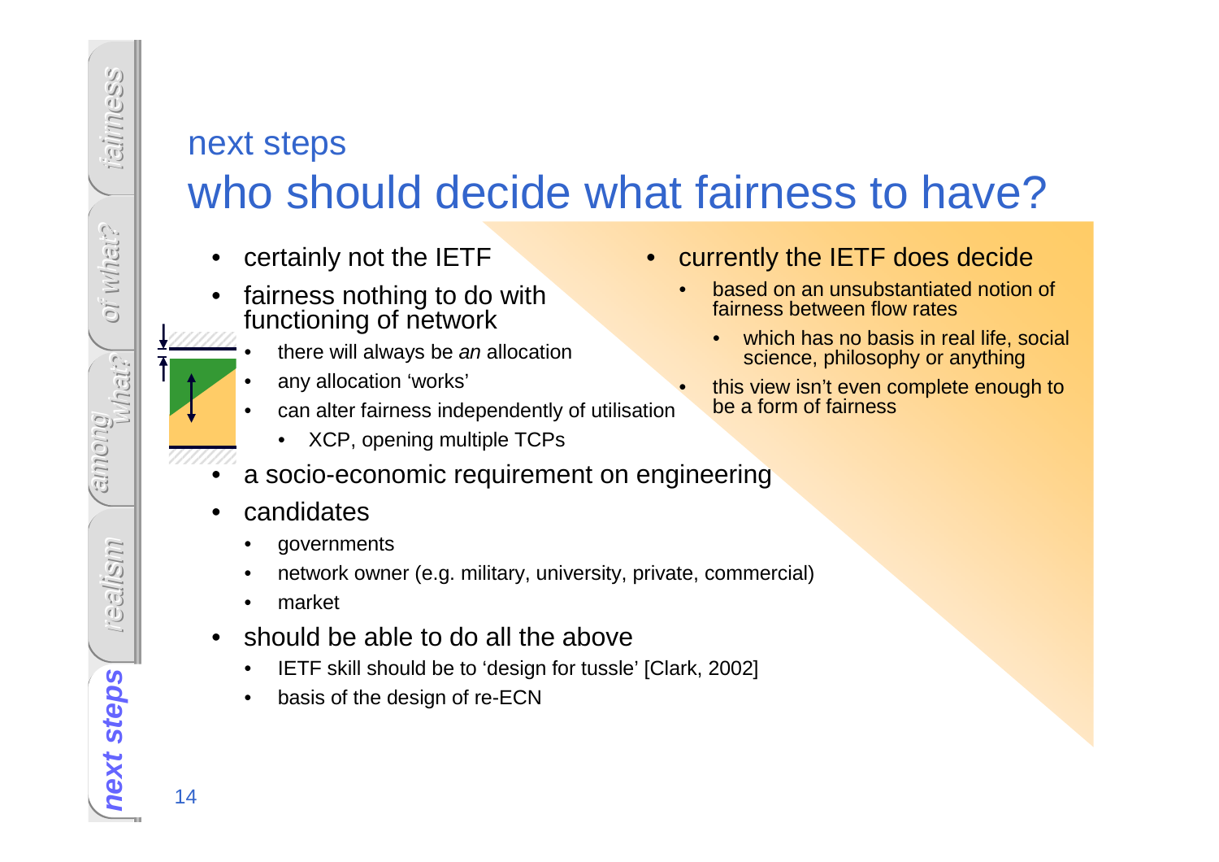## next steps

# who should decide what fairness to have?

- certainly not the IETF
- fairness nothing to do with functioning of network
  - there will always be *an* allocation
  - any allocation 'works'
  - can alter fairness independently of utilisation
    - XCP, opening multiple TCPs
- a socio-economic requirement on engineering
- candidates
  - governments
  - network owner (e.g. military, university, private, commercial)
  - market
- should be able to do all the above
  - IETF skill should be to 'design for tussle' [Clark, 2002]
  - basis of the design of re-ECN

- currently the IETF does decide
  - based on an unsubstantiated notion of fairness between flow rates
    - which has no basis in real life, social science, philosophy or anything
  - this view isn't even complete enough to be a form of fairness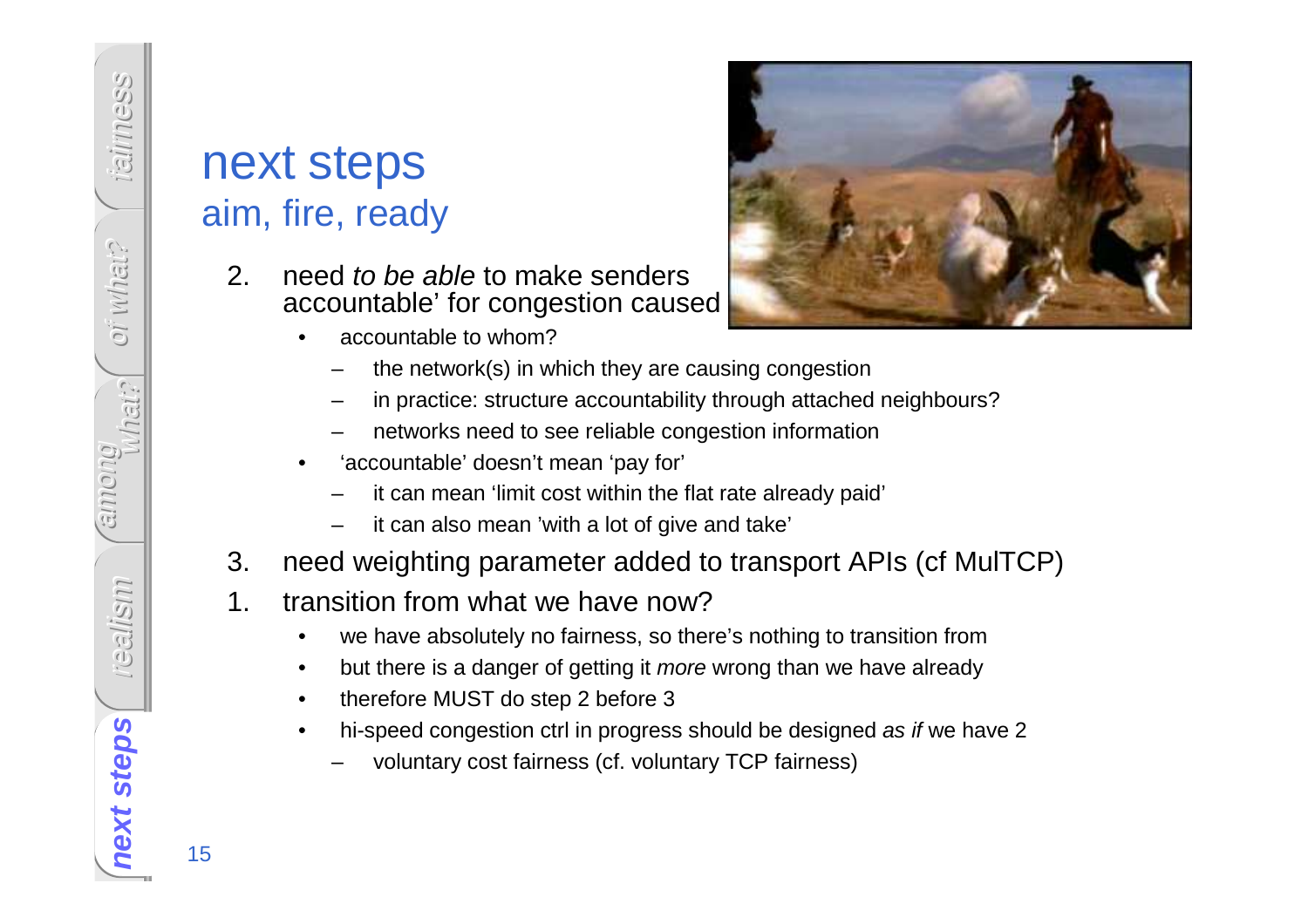# next steps

## aim, fire, ready

2. need *to be able* to make senders accountable' for congestion caused
   - accountable to whom?
     - the network(s) in which they are causing congestion
     - in practice: structure accountability through attached neighbours?
     - networks need to see reliable congestion information
   - 'accountable' doesn't mean 'pay for'
     - it can mean 'limit cost within the flat rate already paid'
     - it can also mean 'with a lot of give and take'
3. need weighting parameter added to transport APIs (cf MulTCP)
1. transition from what we have now?
   - we have absolutely no fairness, so there's nothing to transition from
   - but there is a danger of getting it *more* wrong than we have already
   - therefore MUST do step 2 before 3
   - hi-speed congestion ctrl in progress should be designed *as if* we have 2
     - voluntary cost fairness (cf. voluntary TCP fairness)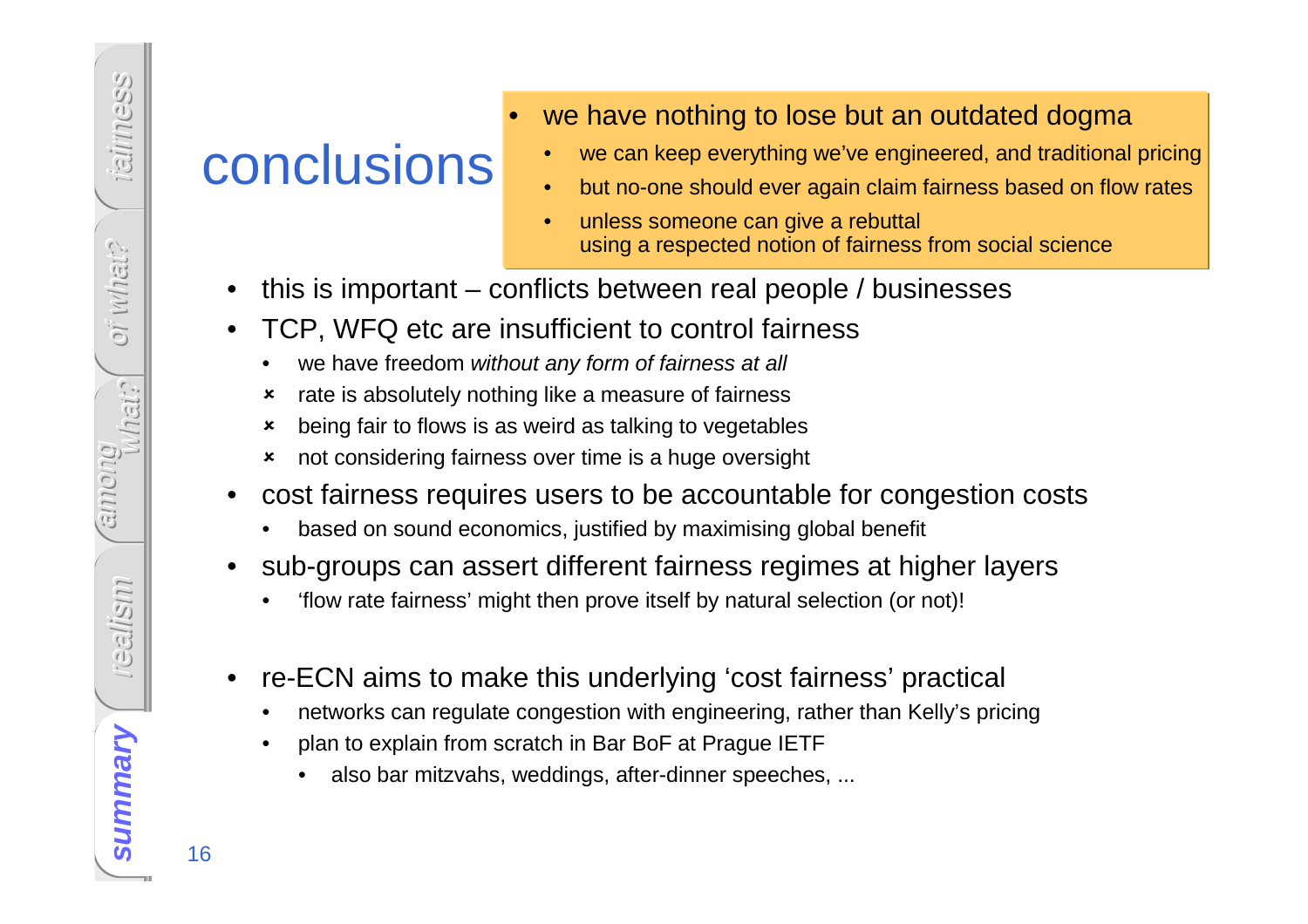# conclusions

- we have nothing to lose but an outdated dogma
  - we can keep everything we've engineered, and traditional pricing
  - but no-one should ever again claim fairness based on flow rates
  - unless someone can give a rebuttal using a respected notion of fairness from social science

- this is important – conflicts between real people / businesses
- TCP, WFQ etc are insufficient to control fairness
  - we have freedom *without any form of fairness at all*
  - × rate is absolutely nothing like a measure of fairness
  - × being fair to flows is as weird as talking to vegetables
  - × not considering fairness over time is a huge oversight
- cost fairness requires users to be accountable for congestion costs
  - based on sound economics, justified by maximising global benefit
- sub-groups can assert different fairness regimes at higher layers
  - 'flow rate fairness' might then prove itself by natural selection (or not)!
- re-ECN aims to make this underlying 'cost fairness' practical
  - networks can regulate congestion with engineering, rather than Kelly's pricing
  - plan to explain from scratch in Bar BoF at Prague IETF
    - also bar mitzvahs, weddings, after-dinner speeches, ...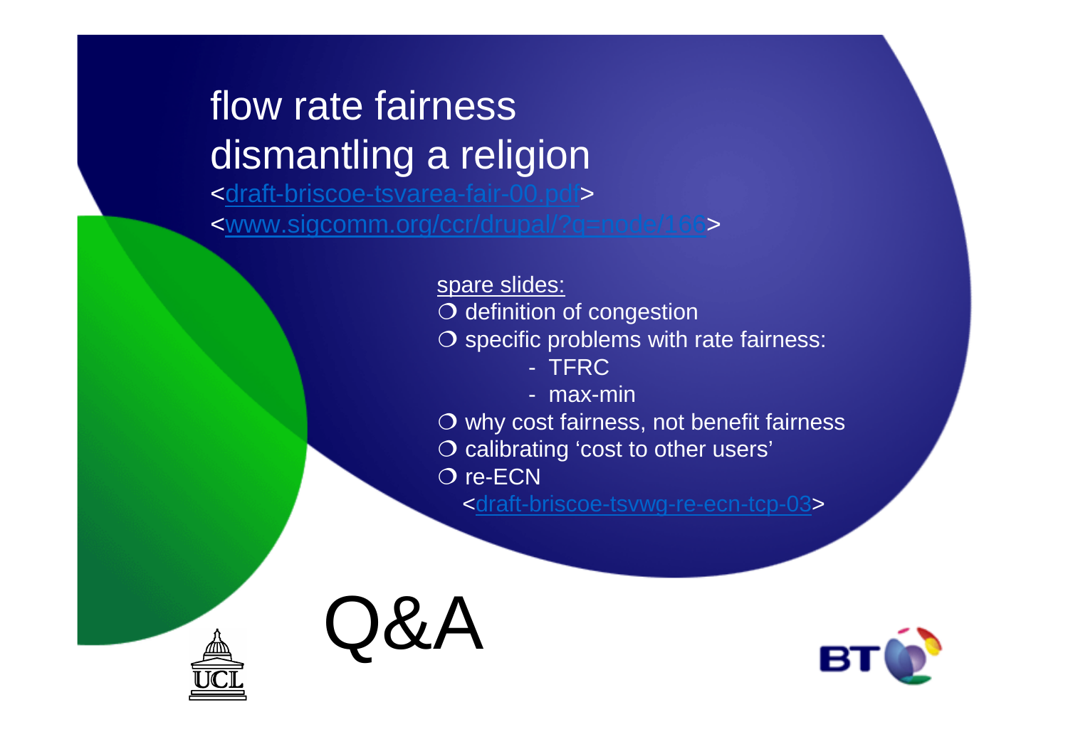# flow rate fairness
# dismantling a religion

<draft-briscoe-tsvarea-fair-00.pdf>

<www.sigcomm.org/ccr/drupal/?q=node/166>

spare slides:

- definition of congestion
- specific problems with rate fairness:
  - TFRC
  - max-min
- why cost fairness, not benefit fairness
- calibrating 'cost to other users'
- re-ECN
  <draft-briscoe-tsvwg-re-ecn-tcp-03>

Q&A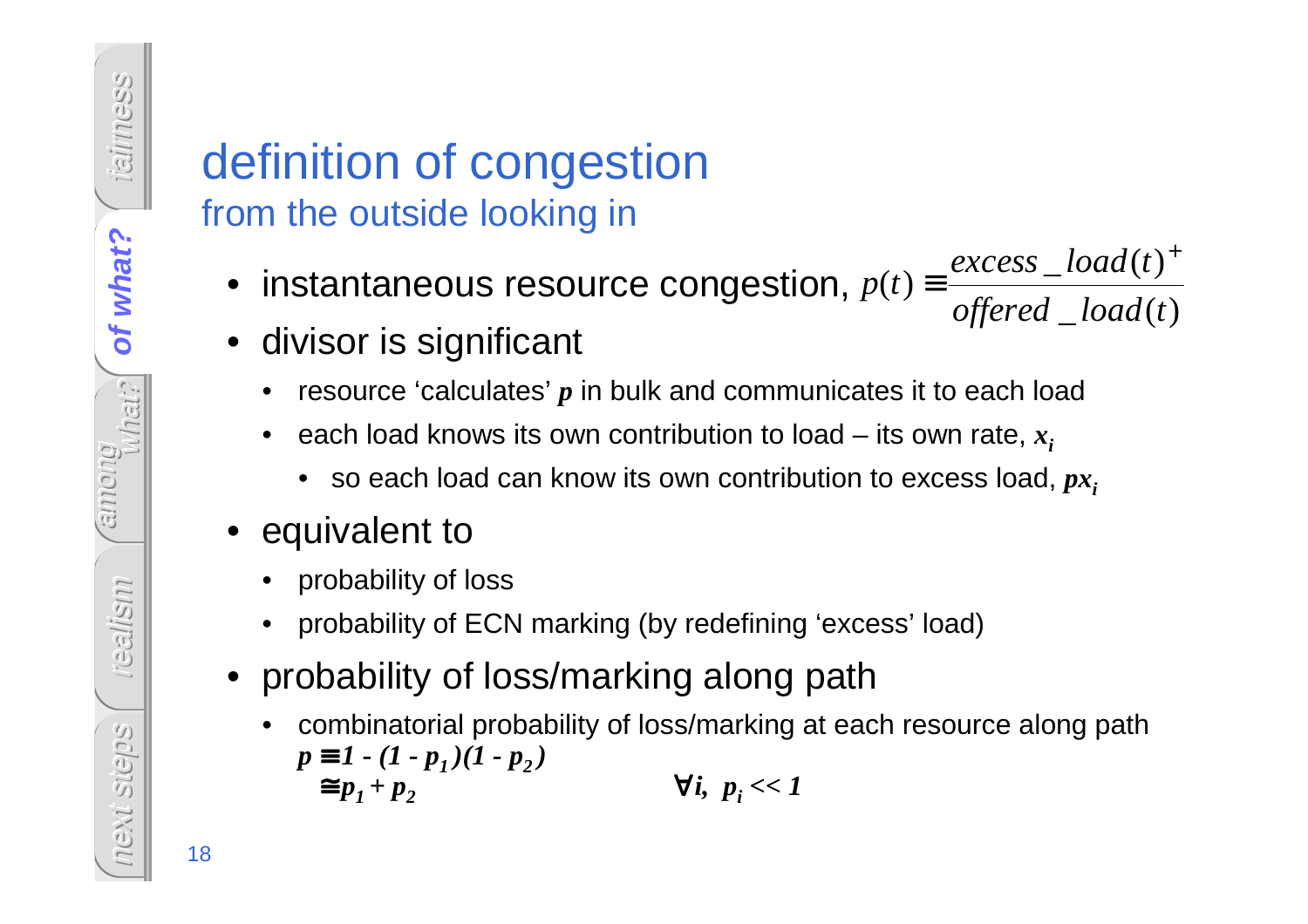# definition of congestion

## from the outside looking in

- instantaneous resource congestion, $p(t) \equiv \frac{excess\_load(t)^+}{offered\_load(t)}$
- divisor is significant
  - resource 'calculates' $p$ in bulk and communicates it to each load
  - each load knows its own contribution to load – its own rate, $x_i$
    - so each load can know its own contribution to excess load, $px_i$
- equivalent to
  - probability of loss
  - probability of ECN marking (by redefining 'excess' load)
- probability of loss/marking along path
  - combinatorial probability of loss/marking at each resource along path

$$p \equiv 1 - (1 - p_1)(1 - p_2)$$

$$\cong p_1 + p_2 \qquad \forall i,\ p_i << 1$$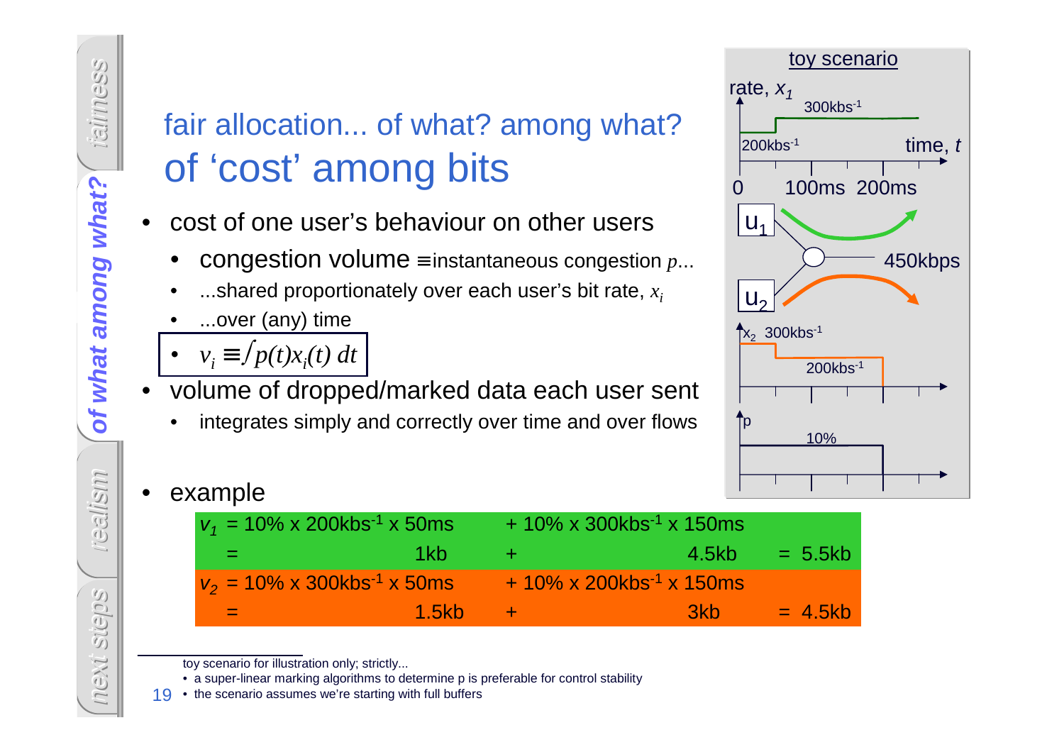# fair allocation... of what? among what?
## of ‘cost’ among bits

- cost of one user’s behaviour on other users
  - congestion volume ≡ instantaneous congestion $p$...
  - ...shared proportionately over each user’s bit rate, $x_i$
  - ...over (any) time
  - $v_i \equiv \int p(t) x_i(t)\, dt$
- volume of dropped/marked data each user sent
  - integrates simply and correctly over time and over flows

toy scenario

rate, $x_1$ — 200kbs$^{-1}$, 300kbs$^{-1}$; time, $t$ — 0, 100ms, 200ms

$u_1$, $u_2$ — 450kbps

$x_2$ — 300kbs$^{-1}$, 200kbs$^{-1}$

$p$ — 10%

- example

| | | | |
|---|---|---|---|
| $v_1$ = 10% x 200kbs$^{-1}$ x 50ms | + 10% x 300kbs$^{-1}$ x 150ms | | |
| = 1kb | + 4.5kb | | = 5.5kb |
| $v_2$ = 10% x 300kbs$^{-1}$ x 50ms | + 10% x 200kbs$^{-1}$ x 150ms | | |
| = 1.5kb | + 3kb | | = 4.5kb |

toy scenario for illustration only; strictly...

- a super-linear marking algorithms to determine p is preferable for control stability
- the scenario assumes we’re starting with full buffers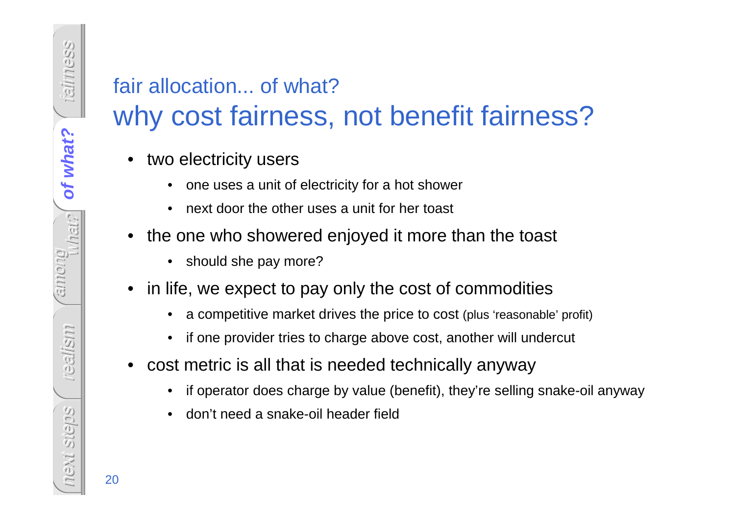## fair allocation... of what?

# why cost fairness, not benefit fairness?

- two electricity users
  - one uses a unit of electricity for a hot shower
  - next door the other uses a unit for her toast
- the one who showered enjoyed it more than the toast
  - should she pay more?
- in life, we expect to pay only the cost of commodities
  - a competitive market drives the price to cost (plus 'reasonable' profit)
  - if one provider tries to charge above cost, another will undercut
- cost metric is all that is needed technically anyway
  - if operator does charge by value (benefit), they're selling snake-oil anyway
  - don't need a snake-oil header field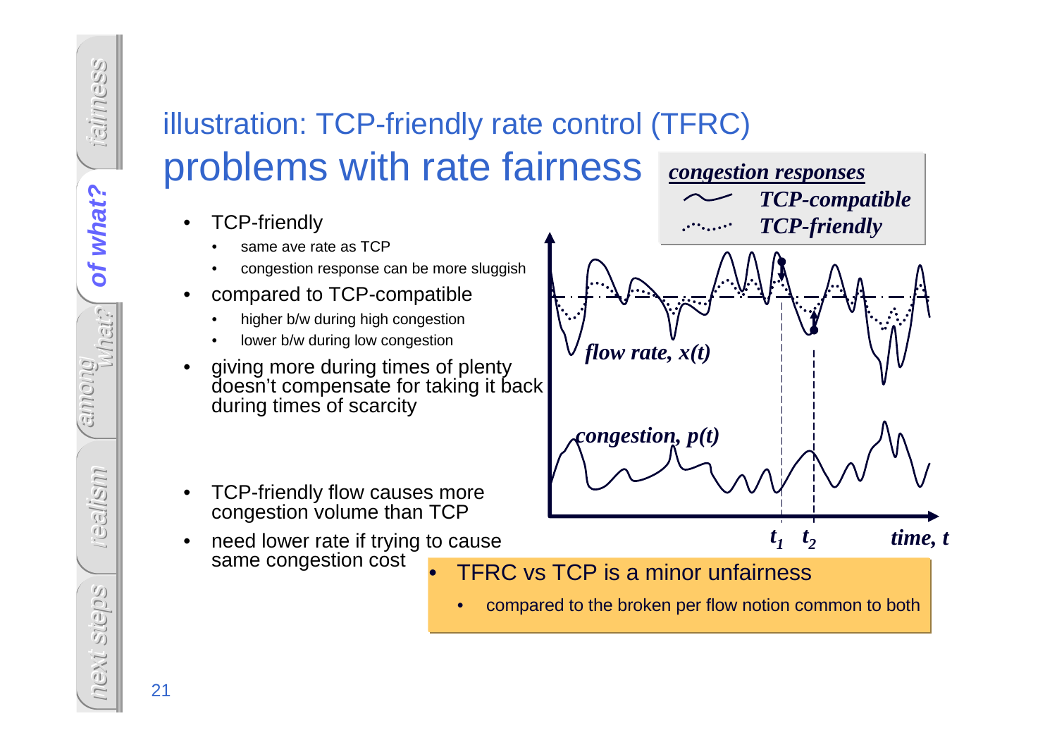## illustration: TCP-friendly rate control (TFRC)

# problems with rate fairness

- TCP-friendly
  - same ave rate as TCP
  - congestion response can be more sluggish
- compared to TCP-compatible
  - higher b/w during high congestion
  - lower b/w during low congestion
- giving more during times of plenty doesn't compensate for taking it back during times of scarcity
- TCP-friendly flow causes more congestion volume than TCP
- need lower rate if trying to cause same congestion cost

***congestion responses***
- *TCP-compatible*
- *TCP-friendly*

*flow rate, $x(t)$*

*congestion, $p(t)$*

$t_1$ $t_2$ *time, $t$*

- TFRC vs TCP is a minor unfairness
  - compared to the broken per flow notion common to both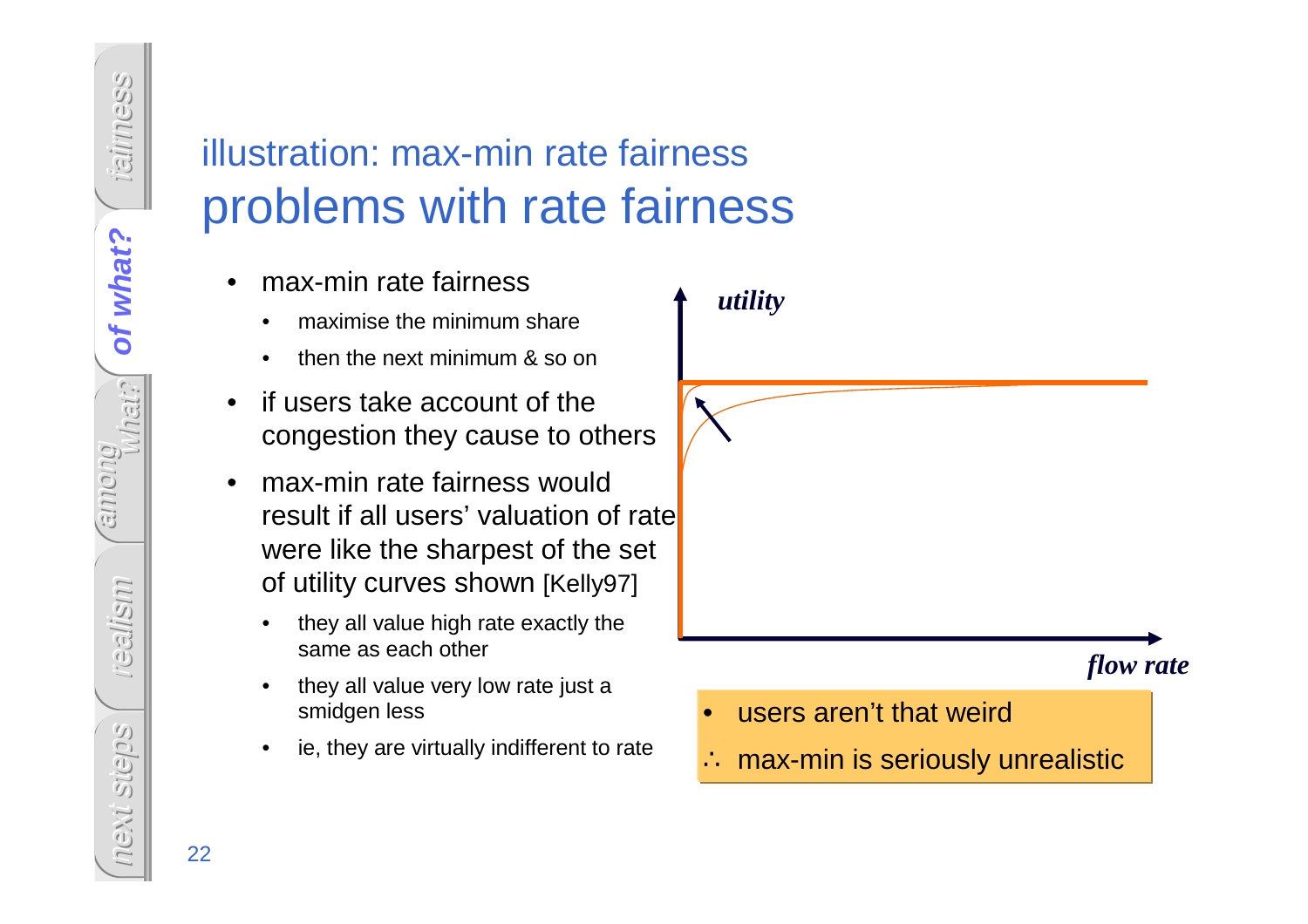## illustration: max-min rate fairness

# problems with rate fairness

- max-min rate fairness
  - maximise the minimum share
  - then the next minimum & so on
- if users take account of the congestion they cause to others
- max-min rate fairness would result if all users' valuation of rate were like the sharpest of the set of utility curves shown [Kelly97]
  - they all value high rate exactly the same as each other
  - they all value very low rate just a smidgen less
  - ie, they are virtually indifferent to rate

*utility*

*flow rate*

- users aren't that weird

∴ max-min is seriously unrealistic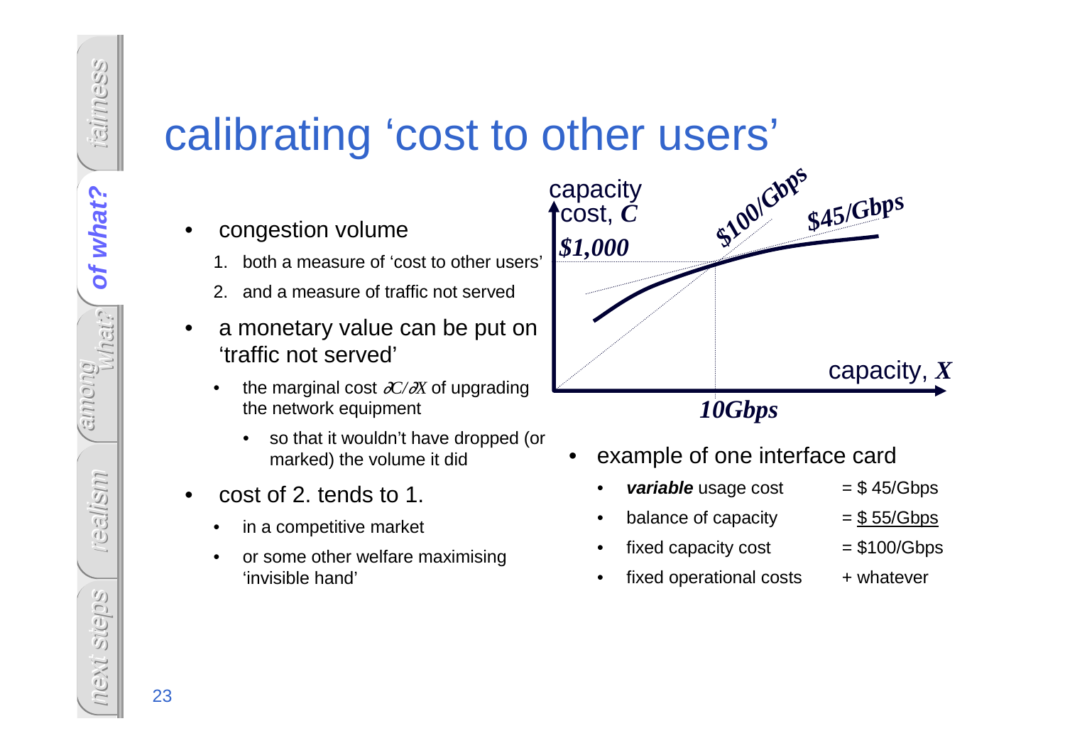# calibrating 'cost to other users'

- congestion volume
  1. both a measure of 'cost to other users'
  2. and a measure of traffic not served
- a monetary value can be put on 'traffic not served'
  - the marginal cost $\partial C/\partial X$ of upgrading the network equipment
    - so that it wouldn't have dropped (or marked) the volume it did
- cost of 2. tends to 1.
  - in a competitive market
  - or some other welfare maximising 'invisible hand'

capacity cost, $C$

$1,000

$100/Gbps

$45/Gbps

capacity, $X$

10Gbps

- example of one interface card
  - ***variable*** usage cost = $ 45/Gbps
  - balance of capacity = <u>$ 55/Gbps</u>
  - fixed capacity cost = $100/Gbps
  - fixed operational costs + whatever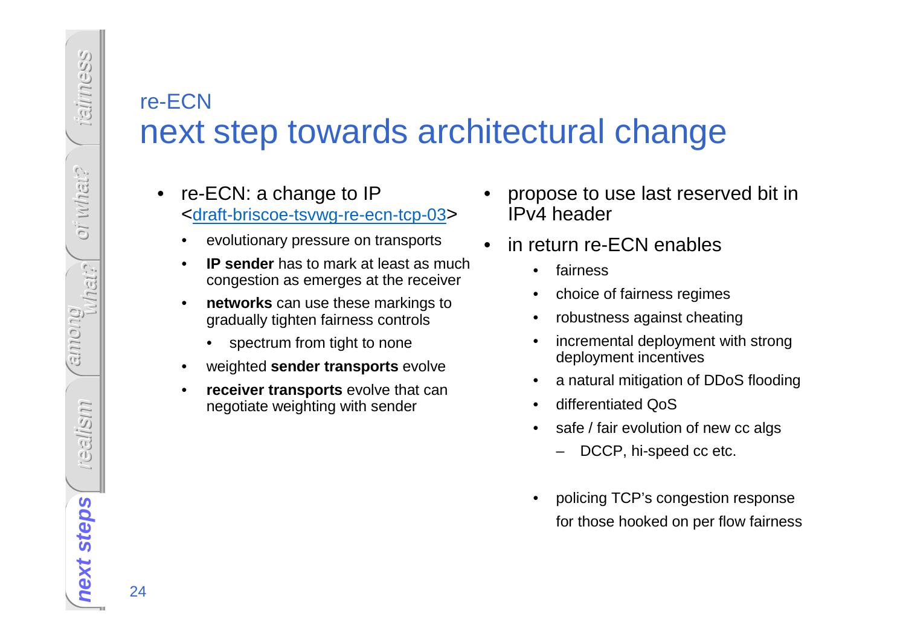## re-ECN
# next step towards architectural change

- re-ECN: a change to IP <draft-briscoe-tsvwg-re-ecn-tcp-03>
  - evolutionary pressure on transports
  - **IP sender** has to mark at least as much congestion as emerges at the receiver
  - **networks** can use these markings to gradually tighten fairness controls
    - spectrum from tight to none
  - weighted **sender transports** evolve
  - **receiver transports** evolve that can negotiate weighting with sender

- propose to use last reserved bit in IPv4 header
- in return re-ECN enables
  - fairness
  - choice of fairness regimes
  - robustness against cheating
  - incremental deployment with strong deployment incentives
  - a natural mitigation of DDoS flooding
  - differentiated QoS
  - safe / fair evolution of new cc algs
    - DCCP, hi-speed cc etc.
  - policing TCP's congestion response for those hooked on per flow fairness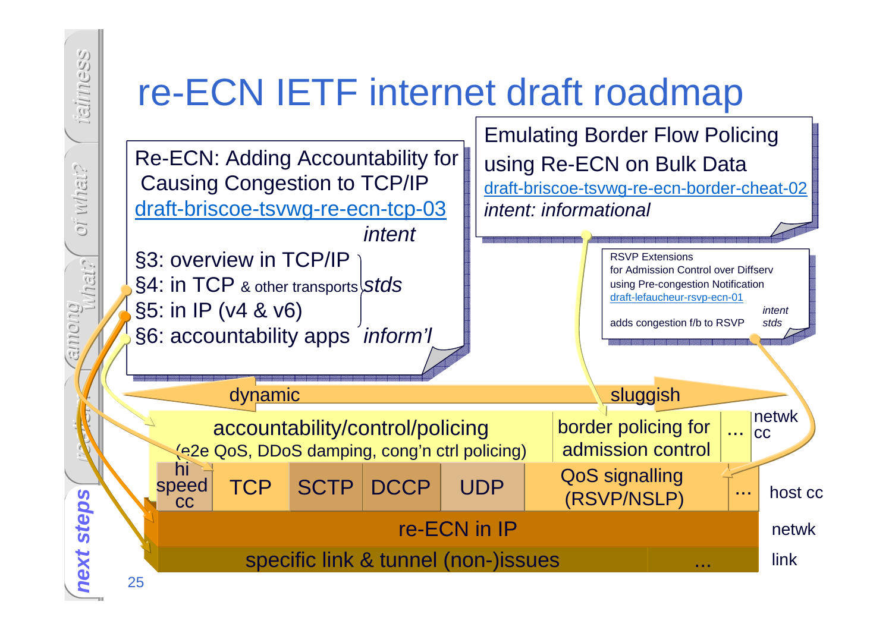# re-ECN IETF internet draft roadmap

Re-ECN: Adding Accountability for Causing Congestion to TCP/IP
draft-briscoe-tsvwg-re-ecn-tcp-03

*intent*

§3: overview in TCP/IP
§4: in TCP & other transports
§5: in IP (v4 & v6)

*stds*

§6: accountability apps *inform'l*

Emulating Border Flow Policing using Re-ECN on Bulk Data
draft-briscoe-tsvwg-re-ecn-border-cheat-02
*intent: informational*

RSVP Extensions for Admission Control over Diffserv using Pre-congestion Notification
draft-lefaucheur-rsvp-ecn-01
*intent stds*
adds congestion f/b to RSVP

dynamic — sluggish

accountability/control/policing
(e2e QoS, DDoS damping, cong'n ctrl policing)

border policing for admission control

...

netwk cc

hi speed cc | TCP | SCTP | DCCP | UDP | QoS signalling (RSVP/NSLP) | ...

host cc

re-ECN in IP

netwk

specific link & tunnel (non-)issues ...

link

fairness | of what? | among what? | ... | **next steps**